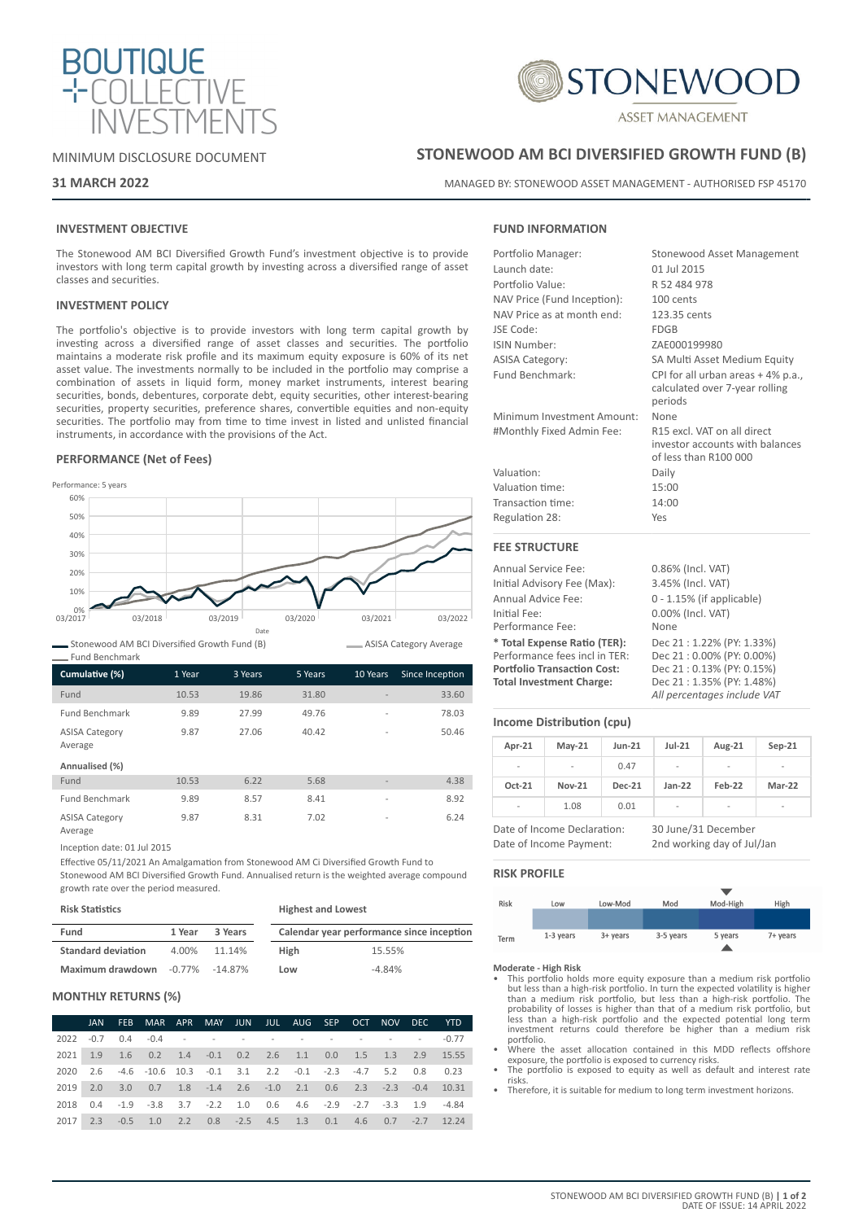BOUTIQUE COLLECTIVE INVESTMENTS

STONEWOOD ASSET MANAGEMENT

MINIMUM DISCLOSURE DOCUMENT

**31 MARCH 2022**

# STONEWOOD AM BCI DIVERSIFIED GROWTH FUND (B)

MANAGED BY: STONEWOOD ASSET MANAGEMENT - AUTHORISED FSP 45170

## INVESTMENT OBJECTIVE

The Stonewood AM BCI Diversified Growth Fund's investment objective is to provide investors with long term capital growth by investing across a diversified range of asset classes and securities.

## INVESTMENT POLICY

The portfolio's objective is to provide investors with long term capital growth by investing across a diversified range of asset classes and securities. The portfolio maintains a moderate risk profile and its maximum equity exposure is 60% of its net asset value. The investments normally to be included in the portfolio may comprise a combination of assets in liquid form, money market instruments, interest bearing securities, bonds, debentures, corporate debt, equity securities, other interest-bearing securities, property securities, preference shares, convertible equities and non-equity securities. The portfolio may from time to time invest in listed and unlisted financial instruments, in accordance with the provisions of the Act.

## PERFORMANCE (Net of Fees)

Performance: 5 years

Stonewood AM BCI Diversified Growth Fund (B) | ASISA Category Average | Fund Benchmark

| Cumulative (%) | 1 Year | 3 Years | 5 Years | 10 Years | Since Inception |
|---|---|---|---|---|---|
| Fund | 10.53 | 19.86 | 31.80 | - | 33.60 |
| Fund Benchmark | 9.89 | 27.99 | 49.76 | - | 78.03 |
| ASISA Category Average | 9.87 | 27.06 | 40.42 | - | 50.46 |
| **Annualised (%)** | | | | | |
| Fund | 10.53 | 6.22 | 5.68 | - | 4.38 |
| Fund Benchmark | 9.89 | 8.57 | 8.41 | - | 8.92 |
| ASISA Category Average | 9.87 | 8.31 | 7.02 | - | 6.24 |

Inception date: 01 Jul 2015

Effective 05/11/2021 An Amalgamation from Stonewood AM Ci Diversified Growth Fund to Stonewood AM BCI Diversified Growth Fund. Annualised return is the weighted average compound growth rate over the period measured.

**Risk Statistics**

| Fund | 1 Year | 3 Years |
|---|---|---|
| **Standard deviation** | 4.00% | 11.14% |
| **Maximum drawdown** | -0.77% | -14.87% |

**Highest and Lowest**

| Calendar year performance since inception | |
|---|---|
| **High** | 15.55% |
| **Low** | -4.84% |

## MONTHLY RETURNS (%)

| | JAN | FEB | MAR | APR | MAY | JUN | JUL | AUG | SEP | OCT | NOV | DEC | YTD |
|---|---|---|---|---|---|---|---|---|---|---|---|---|---|
| 2022 | -0.7 | 0.4 | -0.4 | - | - | - | - | - | - | - | - | - | -0.77 |
| 2021 | 1.9 | 1.6 | 0.2 | 1.4 | -0.1 | 0.2 | 2.6 | 1.1 | 0.0 | 1.5 | 1.3 | 2.9 | 15.55 |
| 2020 | 2.6 | -4.6 | -10.6 | 10.3 | -0.1 | 3.1 | 2.2 | -0.1 | -2.3 | -4.7 | 5.2 | 0.8 | 0.23 |
| 2019 | 2.0 | 3.0 | 0.7 | 1.8 | -1.4 | 2.6 | -1.0 | 2.1 | 0.6 | 2.3 | -2.3 | -0.4 | 10.31 |
| 2018 | 0.4 | -1.9 | -3.8 | 3.7 | -2.2 | 1.0 | 0.6 | 4.6 | -2.9 | -2.7 | -3.3 | 1.9 | -4.84 |
| 2017 | 2.3 | -0.5 | 1.0 | 2.2 | 0.8 | -2.5 | 4.5 | 1.3 | 0.1 | 4.6 | 0.7 | -2.7 | 12.24 |

## FUND INFORMATION

| | |
|---|---|
| Portfolio Manager: | Stonewood Asset Management |
| Launch date: | 01 Jul 2015 |
| Portfolio Value: | R 52 484 978 |
| NAV Price (Fund Inception): | 100 cents |
| NAV Price as at month end: | 123.35 cents |
| JSE Code: | FDGB |
| ISIN Number: | ZAE000199980 |
| ASISA Category: | SA Multi Asset Medium Equity |
| Fund Benchmark: | CPI for all urban areas + 4% p.a., calculated over 7-year rolling periods |
| Minimum Investment Amount: | None |
| #Monthly Fixed Admin Fee: | R15 excl. VAT on all direct investor accounts with balances of less than R100 000 |
| Valuation: | Daily |
| Valuation time: | 15:00 |
| Transaction time: | 14:00 |
| Regulation 28: | Yes |

## FEE STRUCTURE

| | |
|---|---|
| Annual Service Fee: | 0.86% (Incl. VAT) |
| Initial Advisory Fee (Max): | 3.45% (Incl. VAT) |
| Annual Advice Fee: | 0 - 1.15% (if applicable) |
| Initial Fee: | 0.00% (Incl. VAT) |
| Performance Fee: | None |
| **\* Total Expense Ratio (TER):** | Dec 21 : 1.22% (PY: 1.33%) |
| Performance fees incl in TER: | Dec 21 : 0.00% (PY: 0.00%) |
| **Portfolio Transaction Cost:** | Dec 21 : 0.13% (PY: 0.15%) |
| **Total Investment Charge:** | Dec 21 : 1.35% (PY: 1.48%) |

*All percentages include VAT*

## Income Distribution (cpu)

| Apr-21 | May-21 | Jun-21 | Jul-21 | Aug-21 | Sep-21 |
|---|---|---|---|---|---|
| - | - | 0.47 | - | - | - |
| **Oct-21** | **Nov-21** | **Dec-21** | **Jan-22** | **Feb-22** | **Mar-22** |
| - | 1.08 | 0.01 | - | - | - |

| | |
|---|---|
| Date of Income Declaration: | 30 June/31 December |
| Date of Income Payment: | 2nd working day of Jul/Jan |

## RISK PROFILE

| Risk | Low | Low-Mod | Mod | Mod-High | High |
|---|---|---|---|---|---|
| Term | 1-3 years | 3+ years | 3-5 years | 5 years | 7+ years |

**Moderate - High Risk**

- This portfolio holds more equity exposure than a medium risk portfolio but less than a high-risk portfolio. In turn the expected volatility is higher than a medium risk portfolio, but less than a high-risk portfolio. The probability of losses is higher than that of a medium risk portfolio, but less than a high-risk portfolio and the expected potential long term investment returns could therefore be higher than a medium risk portfolio.
- Where the asset allocation contained in this MDD reflects offshore exposure, the portfolio is exposed to currency risks.
- The portfolio is exposed to equity as well as default and interest rate risks.
- Therefore, it is suitable for medium to long term investment horizons.

DATE OF ISSUE: 14 APRIL 2022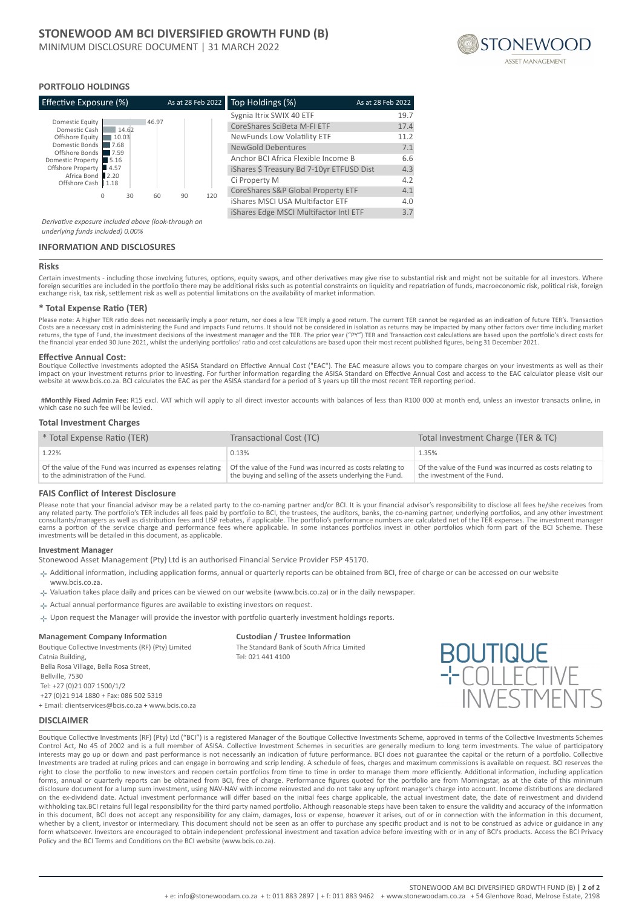# STONEWOOD AM BCI DIVERSIFIED GROWTH FUND (B)

MINIMUM DISCLOSURE DOCUMENT | 31 MARCH 2022

## PORTFOLIO HOLDINGS

Effective Exposure (%) As at 28 Feb 2022

Domestic Equity 46.97
Domestic Cash 14.62
Offshore Equity 10.03
Domestic Bonds 7.68
Offshore Bonds 7.59
Domestic Property 5.16
Offshore Property 4.57
Africa Bond 2.20
Offshore Cash 1.18

0 30 60 90 120

| Top Holdings (%) | As at 28 Feb 2022 |
|---|---|
| Sygnia Itrix SWIX 40 ETF | 19.7 |
| CoreShares SciBeta M-FI ETF | 17.4 |
| NewFunds Low Volatility ETF | 11.2 |
| NewGold Debentures | 7.1 |
| Anchor BCI Africa Flexible Income B | 6.6 |
| iShares $ Treasury Bd 7-10yr ETFUSD Dist | 4.3 |
| Ci Property M | 4.2 |
| CoreShares S&P Global Property ETF | 4.1 |
| iShares MSCI USA Multifactor ETF | 4.0 |
| iShares Edge MSCI Multifactor Intl ETF | 3.7 |

*Derivative exposure included above (look-through on underlying funds included) 0.00%*

## INFORMATION AND DISCLOSURES

### Risks

Certain investments - including those involving futures, options, equity swaps, and other derivatives may give rise to substantial risk and might not be suitable for all investors. Where foreign securities are included in the portfolio there may be additional risks such as potential constraints on liquidity and repatriation of funds, macroeconomic risk, political risk, foreign exchange risk, tax risk, settlement risk as well as potential limitations on the availability of market information.

### * Total Expense Ratio (TER)

Please note: A higher TER ratio does not necessarily imply a poor return, nor does a low TER imply a good return. The current TER cannot be regarded as an indication of future TER's. Transaction Costs are a necessary cost in administering the Fund and impacts Fund returns. It should not be considered in isolation as returns may be impacted by many other factors over time including market returns, the type of Fund, the investment decisions of the investment manager and the TER. The prior year ("PY") TER and Transaction cost calculations are based upon the portfolio's direct costs for the financial year ended 30 June 2021, whilst the underlying portfolios' ratio and cost calculations are based upon their most recent published figures, being 31 December 2021.

### Effective Annual Cost:

Boutique Collective Investments adopted the ASISA Standard on Effective Annual Cost ("EAC"). The EAC measure allows you to compare charges on your investments as well as their impact on your investment returns prior to investing. For further information regarding the ASISA Standard on Effective Annual Cost and access to the EAC calculator please visit our website at www.bcis.co.za. BCI calculates the EAC as per the ASISA standard for a period of 3 years up till the most recent TER reporting period.

**#Monthly Fixed Admin Fee:** R15 excl. VAT which will apply to all direct investor accounts with balances of less than R100 000 at month end, unless an investor transacts online, in which case no such fee will be levied.

### Total Investment Charges

| * Total Expense Ratio (TER) | Transactional Cost (TC) | Total Investment Charge (TER & TC) |
|---|---|---|
| 1.22% | 0.13% | 1.35% |
| Of the value of the Fund was incurred as expenses relating to the administration of the Fund. | Of the value of the Fund was incurred as costs relating to the buying and selling of the assets underlying the Fund. | Of the value of the Fund was incurred as costs relating to the investment of the Fund. |

### FAIS Conflict of Interest Disclosure

Please note that your financial advisor may be a related party to the co-naming partner and/or BCI. It is your financial advisor's responsibility to disclose all fees he/she receives from any related party. The portfolio's TER includes all fees paid by portfolio to BCI, the trustees, the auditors, banks, the co-naming partner, underlying portfolios, and any other investment consultants/managers as well as distribution fees and LISP rebates, if applicable. The portfolio's performance numbers are calculated net of the TER expenses. The investment manager earns a portion of the service charge and performance fees where applicable. In some instances portfolios invest in other portfolios which form part of the BCI Scheme. These investments will be detailed in this document, as applicable.

#### Investment Manager

Stonewood Asset Management (Pty) Ltd is an authorised Financial Service Provider FSP 45170.

- Additional information, including application forms, annual or quarterly reports can be obtained from BCI, free of charge or can be accessed on our website www.bcis.co.za.
- Valuation takes place daily and prices can be viewed on our website (www.bcis.co.za) or in the daily newspaper.
- Actual annual performance figures are available to existing investors on request.
- Upon request the Manager will provide the investor with portfolio quarterly investment holdings reports.

#### Management Company Information

Boutique Collective Investments (RF) (Pty) Limited
Catnia Building,
Bella Rosa Village, Bella Rosa Street,
Bellville, 7530
Tel: +27 (0)21 007 1500/1/2
+27 (0)21 914 1880 + Fax: 086 502 5319
+ Email: clientservices@bcis.co.za + www.bcis.co.za

#### Custodian / Trustee Information

The Standard Bank of South Africa Limited
Tel: 021 441 4100

## DISCLAIMER

Boutique Collective Investments (RF) (Pty) Ltd ("BCI") is a registered Manager of the Boutique Collective Investments Scheme, approved in terms of the Collective Investments Schemes Control Act, No 45 of 2002 and is a full member of ASISA. Collective Investment Schemes in securities are generally medium to long term investments. The value of participatory interests may go up or down and past performance is not necessarily an indication of future performance. BCI does not guarantee the capital or the return of a portfolio. Collective Investments are traded at ruling prices and can engage in borrowing and scrip lending. A schedule of fees, charges and maximum commissions is available on request. BCI reserves the right to close the portfolio to new investors and reopen certain portfolios from time to time in order to manage them more efficiently. Additional information, including application forms, annual or quarterly reports can be obtained from BCI, free of charge. Performance figures quoted for the portfolio are from Morningstar, as at the date of this minimum disclosure document for a lump sum investment, using NAV-NAV with income reinvested and do not take any upfront manager's charge into account. Income distributions are declared on the ex-dividend date. Actual investment performance will differ based on the initial fees charge applicable, the actual investment date, the date of reinvestment and dividend withholding tax.BCI retains full legal responsibility for the third party named portfolio. Although reasonable steps have been taken to ensure the validity and accuracy of the information in this document, BCI does not accept any responsibility for any claim, damages, loss or expense, however it arises, out of or in connection with the information in this document, whether by a client, investor or intermediary. This document should not be seen as an offer to purchase any specific product and is not to be construed as advice or guidance in any form whatsoever. Investors are encouraged to obtain independent professional investment and taxation advice before investing with or in any of BCI's products. Access the BCI Privacy Policy and the BCI Terms and Conditions on the BCI website (www.bcis.co.za).

+ e: info@stonewoodam.co.za + t: 011 883 2897 | + f: 011 883 9462 + www.stonewoodam.co.za + 54 Glenhove Road, Melrose Estate, 2198